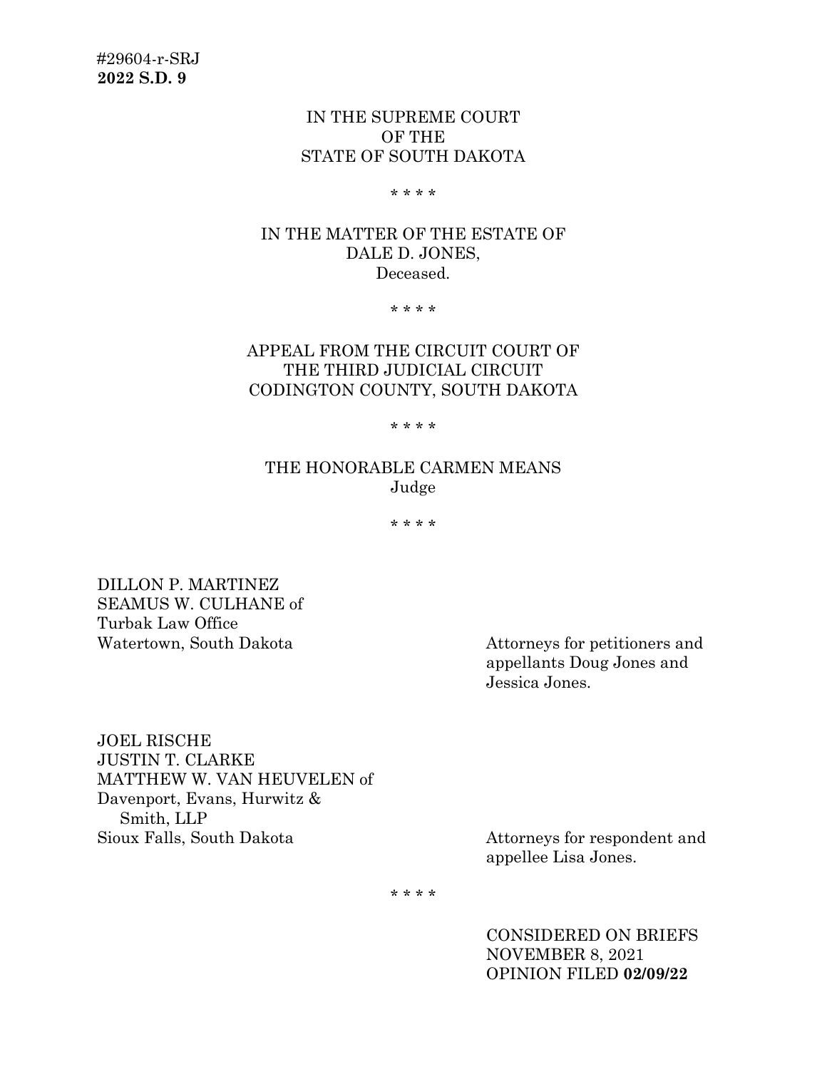#29604-r-SRJ
**2022 S.D. 9**

IN THE SUPREME COURT
OF THE
STATE OF SOUTH DAKOTA

\* \* \* \*

IN THE MATTER OF THE ESTATE OF
DALE D. JONES,
Deceased.

\* \* \* \*

APPEAL FROM THE CIRCUIT COURT OF
THE THIRD JUDICIAL CIRCUIT
CODINGTON COUNTY, SOUTH DAKOTA

\* \* \* \*

THE HONORABLE CARMEN MEANS
Judge

\* \* \* \*

DILLON P. MARTINEZ
SEAMUS W. CULHANE of
Turbak Law Office
Watertown, South Dakota

Attorneys for petitioners and appellants Doug Jones and Jessica Jones.

JOEL RISCHE
JUSTIN T. CLARKE
MATTHEW W. VAN HEUVELEN of
Davenport, Evans, Hurwitz &
Smith, LLP
Sioux Falls, South Dakota

Attorneys for respondent and appellee Lisa Jones.

\* \* \* \*

CONSIDERED ON BRIEFS
NOVEMBER 8, 2021
OPINION FILED **02/09/22**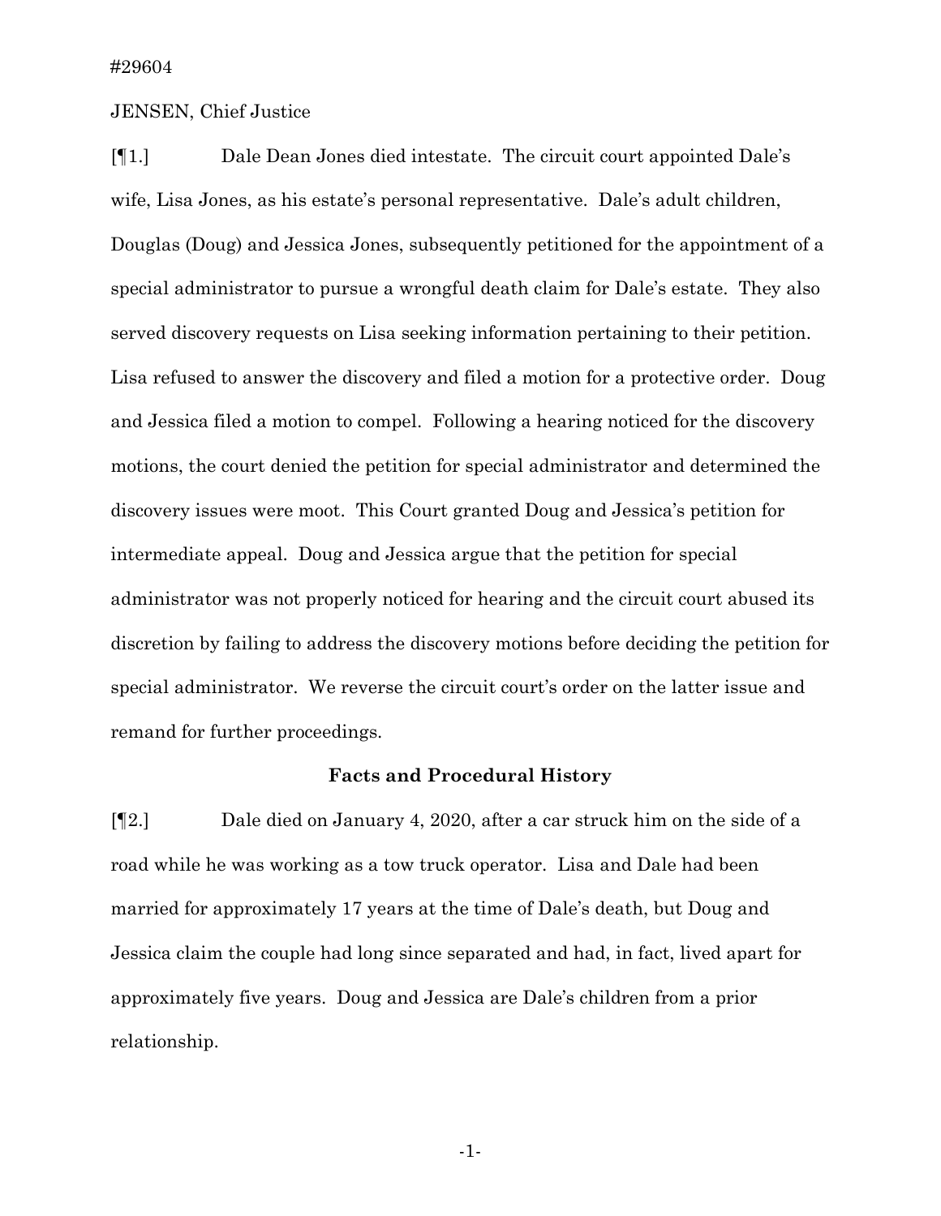#29604

JENSEN, Chief Justice

[¶1.] Dale Dean Jones died intestate. The circuit court appointed Dale's wife, Lisa Jones, as his estate's personal representative. Dale's adult children, Douglas (Doug) and Jessica Jones, subsequently petitioned for the appointment of a special administrator to pursue a wrongful death claim for Dale's estate. They also served discovery requests on Lisa seeking information pertaining to their petition. Lisa refused to answer the discovery and filed a motion for a protective order. Doug and Jessica filed a motion to compel. Following a hearing noticed for the discovery motions, the court denied the petition for special administrator and determined the discovery issues were moot. This Court granted Doug and Jessica's petition for intermediate appeal. Doug and Jessica argue that the petition for special administrator was not properly noticed for hearing and the circuit court abused its discretion by failing to address the discovery motions before deciding the petition for special administrator. We reverse the circuit court's order on the latter issue and remand for further proceedings.

## Facts and Procedural History

[¶2.] Dale died on January 4, 2020, after a car struck him on the side of a road while he was working as a tow truck operator. Lisa and Dale had been married for approximately 17 years at the time of Dale's death, but Doug and Jessica claim the couple had long since separated and had, in fact, lived apart for approximately five years. Doug and Jessica are Dale's children from a prior relationship.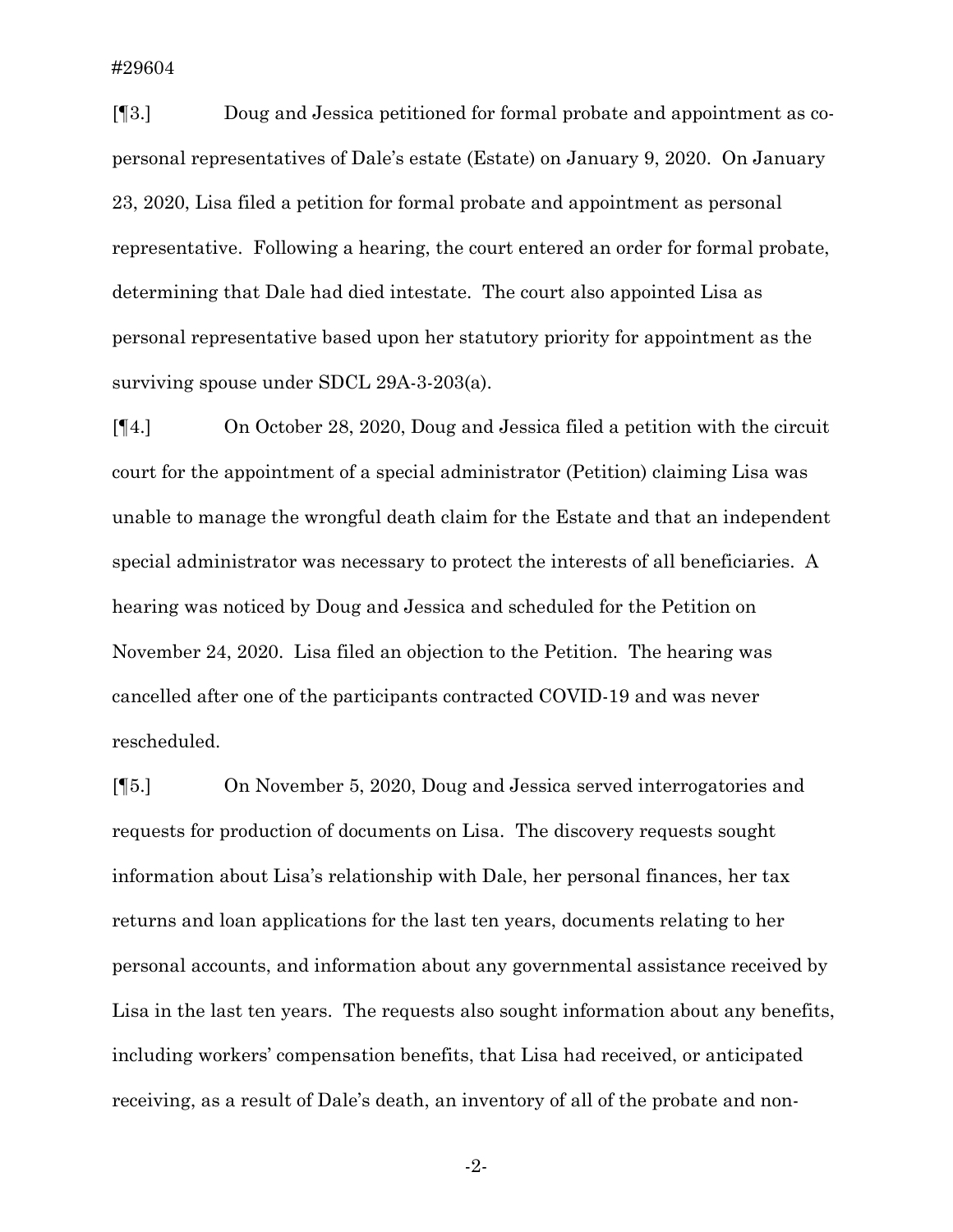[¶3.] Doug and Jessica petitioned for formal probate and appointment as co-personal representatives of Dale's estate (Estate) on January 9, 2020. On January 23, 2020, Lisa filed a petition for formal probate and appointment as personal representative. Following a hearing, the court entered an order for formal probate, determining that Dale had died intestate. The court also appointed Lisa as personal representative based upon her statutory priority for appointment as the surviving spouse under SDCL 29A-3-203(a).

[¶4.] On October 28, 2020, Doug and Jessica filed a petition with the circuit court for the appointment of a special administrator (Petition) claiming Lisa was unable to manage the wrongful death claim for the Estate and that an independent special administrator was necessary to protect the interests of all beneficiaries. A hearing was noticed by Doug and Jessica and scheduled for the Petition on November 24, 2020. Lisa filed an objection to the Petition. The hearing was cancelled after one of the participants contracted COVID-19 and was never rescheduled.

[¶5.] On November 5, 2020, Doug and Jessica served interrogatories and requests for production of documents on Lisa. The discovery requests sought information about Lisa's relationship with Dale, her personal finances, her tax returns and loan applications for the last ten years, documents relating to her personal accounts, and information about any governmental assistance received by Lisa in the last ten years. The requests also sought information about any benefits, including workers' compensation benefits, that Lisa had received, or anticipated receiving, as a result of Dale's death, an inventory of all of the probate and non-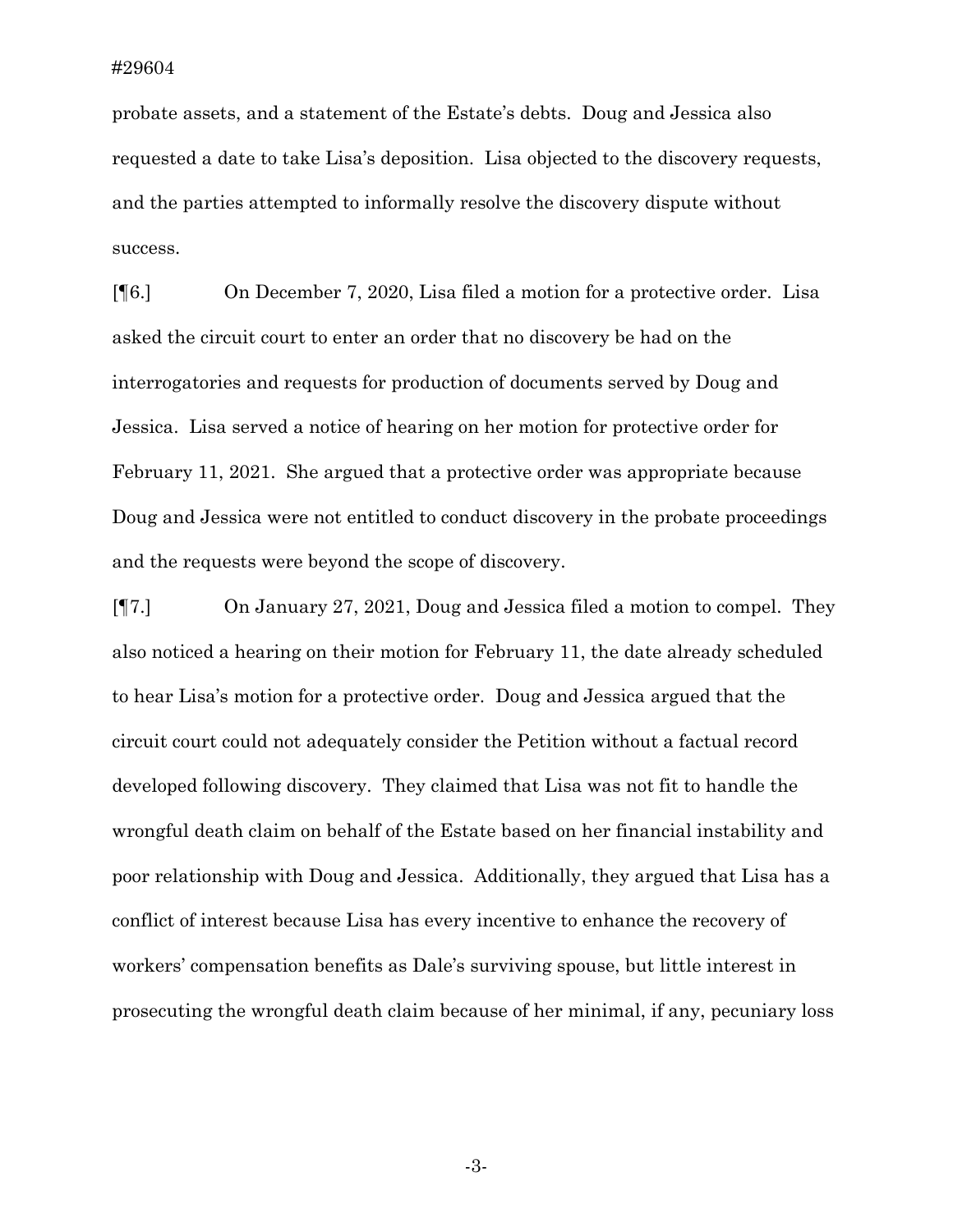probate assets, and a statement of the Estate's debts. Doug and Jessica also requested a date to take Lisa's deposition. Lisa objected to the discovery requests, and the parties attempted to informally resolve the discovery dispute without success.

[¶6.] On December 7, 2020, Lisa filed a motion for a protective order. Lisa asked the circuit court to enter an order that no discovery be had on the interrogatories and requests for production of documents served by Doug and Jessica. Lisa served a notice of hearing on her motion for protective order for February 11, 2021. She argued that a protective order was appropriate because Doug and Jessica were not entitled to conduct discovery in the probate proceedings and the requests were beyond the scope of discovery.

[¶7.] On January 27, 2021, Doug and Jessica filed a motion to compel. They also noticed a hearing on their motion for February 11, the date already scheduled to hear Lisa's motion for a protective order. Doug and Jessica argued that the circuit court could not adequately consider the Petition without a factual record developed following discovery. They claimed that Lisa was not fit to handle the wrongful death claim on behalf of the Estate based on her financial instability and poor relationship with Doug and Jessica. Additionally, they argued that Lisa has a conflict of interest because Lisa has every incentive to enhance the recovery of workers' compensation benefits as Dale's surviving spouse, but little interest in prosecuting the wrongful death claim because of her minimal, if any, pecuniary loss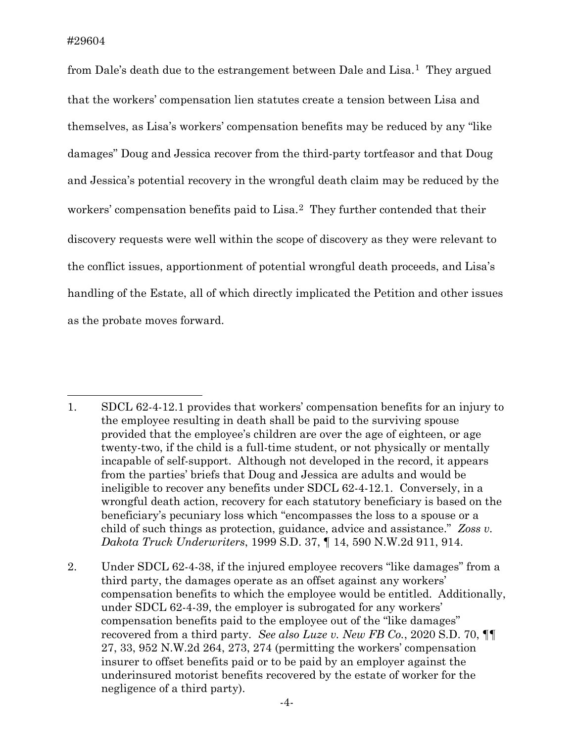from Dale's death due to the estrangement between Dale and Lisa.[1] They argued that the workers' compensation lien statutes create a tension between Lisa and themselves, as Lisa's workers' compensation benefits may be reduced by any "like damages" Doug and Jessica recover from the third-party tortfeasor and that Doug and Jessica's potential recovery in the wrongful death claim may be reduced by the workers' compensation benefits paid to Lisa.[2] They further contended that their discovery requests were well within the scope of discovery as they were relevant to the conflict issues, apportionment of potential wrongful death proceeds, and Lisa's handling of the Estate, all of which directly implicated the Petition and other issues as the probate moves forward.

---

1. SDCL 62-4-12.1 provides that workers' compensation benefits for an injury to the employee resulting in death shall be paid to the surviving spouse provided that the employee's children are over the age of eighteen, or age twenty-two, if the child is a full-time student, or not physically or mentally incapable of self-support. Although not developed in the record, it appears from the parties' briefs that Doug and Jessica are adults and would be ineligible to recover any benefits under SDCL 62-4-12.1. Conversely, in a wrongful death action, recovery for each statutory beneficiary is based on the beneficiary's pecuniary loss which "encompasses the loss to a spouse or a child of such things as protection, guidance, advice and assistance." *Zoss v. Dakota Truck Underwriters*, 1999 S.D. 37, ¶ 14, 590 N.W.2d 911, 914.

2. Under SDCL 62-4-38, if the injured employee recovers "like damages" from a third party, the damages operate as an offset against any workers' compensation benefits to which the employee would be entitled. Additionally, under SDCL 62-4-39, the employer is subrogated for any workers' compensation benefits paid to the employee out of the "like damages" recovered from a third party. *See also Luze v. New FB Co.*, 2020 S.D. 70, ¶¶ 27, 33, 952 N.W.2d 264, 273, 274 (permitting the workers' compensation insurer to offset benefits paid or to be paid by an employer against the underinsured motorist benefits recovered by the estate of worker for the negligence of a third party).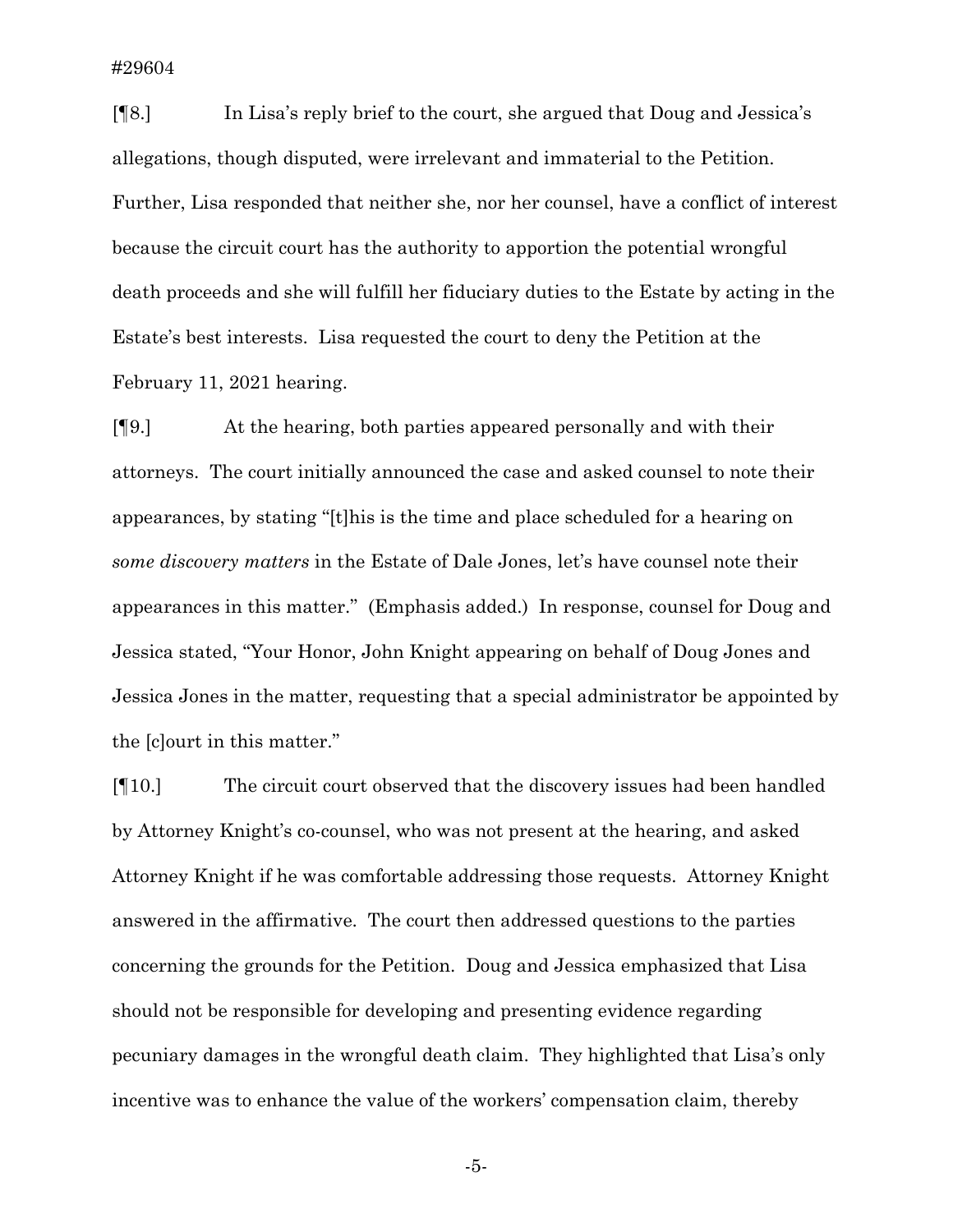[¶8.] In Lisa's reply brief to the court, she argued that Doug and Jessica's allegations, though disputed, were irrelevant and immaterial to the Petition. Further, Lisa responded that neither she, nor her counsel, have a conflict of interest because the circuit court has the authority to apportion the potential wrongful death proceeds and she will fulfill her fiduciary duties to the Estate by acting in the Estate's best interests. Lisa requested the court to deny the Petition at the February 11, 2021 hearing.

[¶9.] At the hearing, both parties appeared personally and with their attorneys. The court initially announced the case and asked counsel to note their appearances, by stating "[t]his is the time and place scheduled for a hearing on *some discovery matters* in the Estate of Dale Jones, let's have counsel note their appearances in this matter." (Emphasis added.) In response, counsel for Doug and Jessica stated, "Your Honor, John Knight appearing on behalf of Doug Jones and Jessica Jones in the matter, requesting that a special administrator be appointed by the [c]ourt in this matter."

[¶10.] The circuit court observed that the discovery issues had been handled by Attorney Knight's co-counsel, who was not present at the hearing, and asked Attorney Knight if he was comfortable addressing those requests. Attorney Knight answered in the affirmative. The court then addressed questions to the parties concerning the grounds for the Petition. Doug and Jessica emphasized that Lisa should not be responsible for developing and presenting evidence regarding pecuniary damages in the wrongful death claim. They highlighted that Lisa's only incentive was to enhance the value of the workers' compensation claim, thereby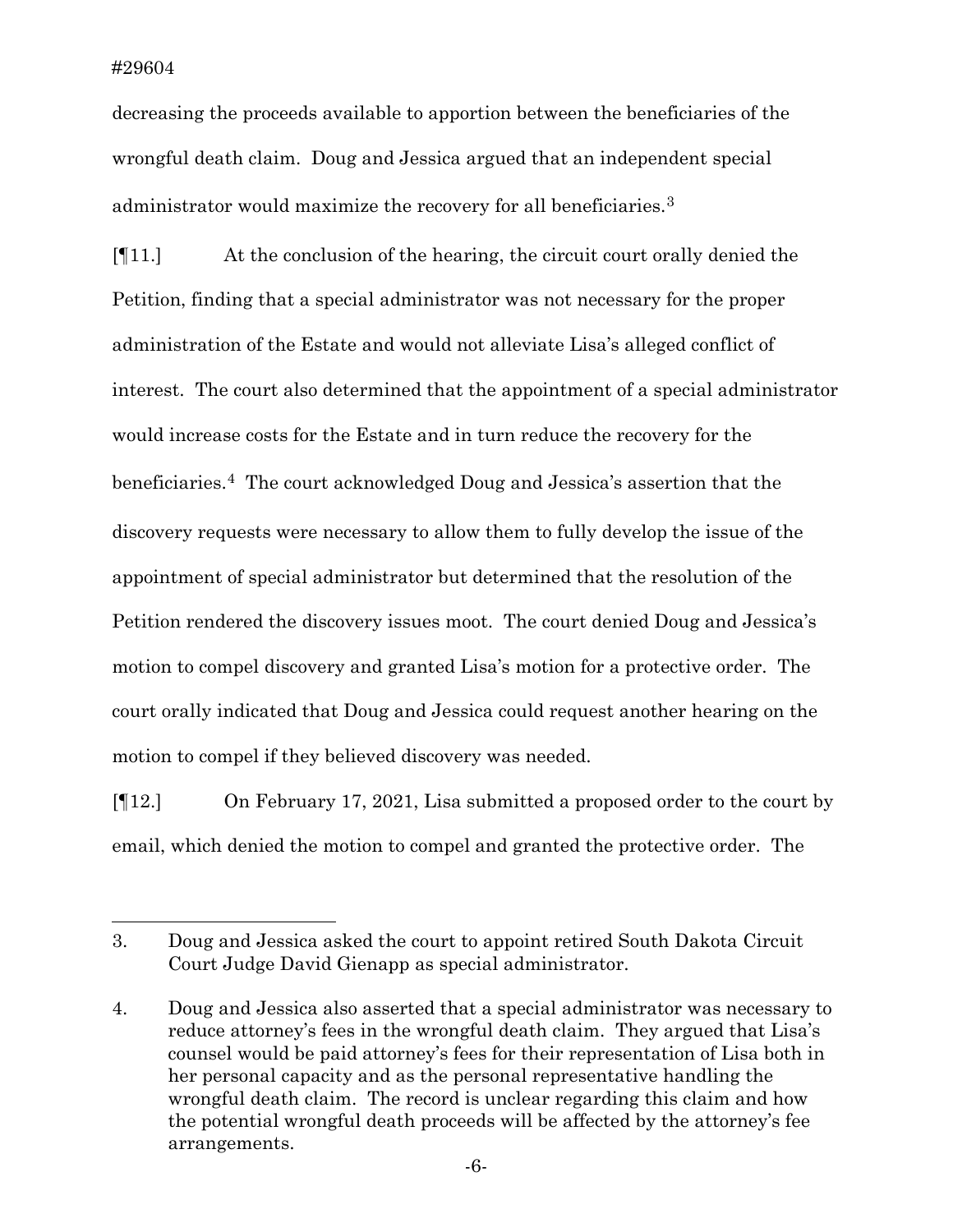decreasing the proceeds available to apportion between the beneficiaries of the wrongful death claim. Doug and Jessica argued that an independent special administrator would maximize the recovery for all beneficiaries.[3]

[¶11.] At the conclusion of the hearing, the circuit court orally denied the Petition, finding that a special administrator was not necessary for the proper administration of the Estate and would not alleviate Lisa's alleged conflict of interest. The court also determined that the appointment of a special administrator would increase costs for the Estate and in turn reduce the recovery for the beneficiaries.[4] The court acknowledged Doug and Jessica's assertion that the discovery requests were necessary to allow them to fully develop the issue of the appointment of special administrator but determined that the resolution of the Petition rendered the discovery issues moot. The court denied Doug and Jessica's motion to compel discovery and granted Lisa's motion for a protective order. The court orally indicated that Doug and Jessica could request another hearing on the motion to compel if they believed discovery was needed.

[¶12.] On February 17, 2021, Lisa submitted a proposed order to the court by email, which denied the motion to compel and granted the protective order. The

---

3. Doug and Jessica asked the court to appoint retired South Dakota Circuit Court Judge David Gienapp as special administrator.

4. Doug and Jessica also asserted that a special administrator was necessary to reduce attorney's fees in the wrongful death claim. They argued that Lisa's counsel would be paid attorney's fees for their representation of Lisa both in her personal capacity and as the personal representative handling the wrongful death claim. The record is unclear regarding this claim and how the potential wrongful death proceeds will be affected by the attorney's fee arrangements.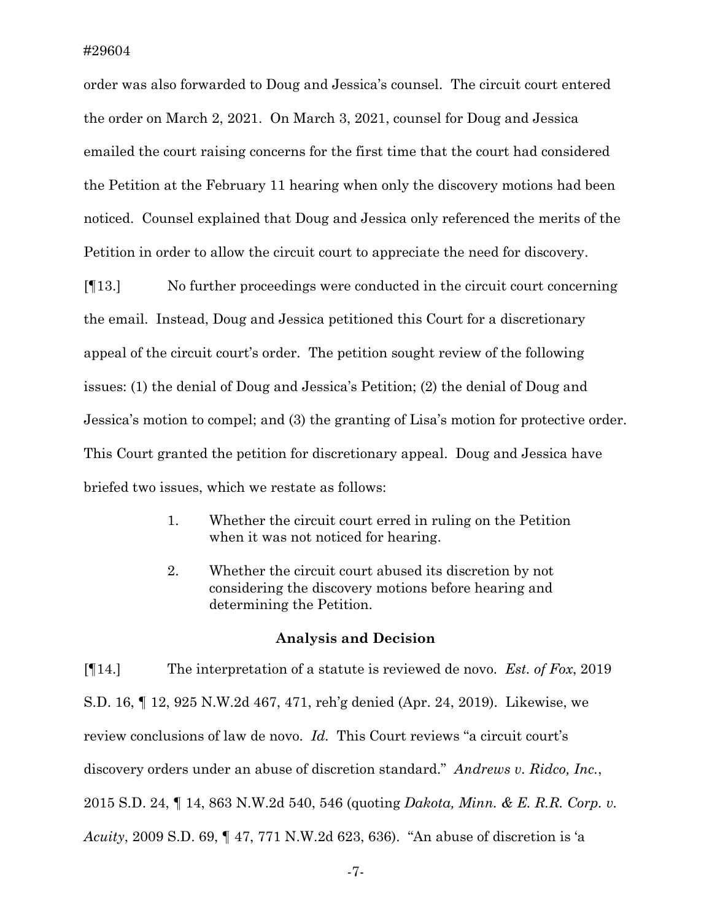order was also forwarded to Doug and Jessica's counsel. The circuit court entered the order on March 2, 2021. On March 3, 2021, counsel for Doug and Jessica emailed the court raising concerns for the first time that the court had considered the Petition at the February 11 hearing when only the discovery motions had been noticed. Counsel explained that Doug and Jessica only referenced the merits of the Petition in order to allow the circuit court to appreciate the need for discovery.

[¶13.] No further proceedings were conducted in the circuit court concerning the email. Instead, Doug and Jessica petitioned this Court for a discretionary appeal of the circuit court's order. The petition sought review of the following issues: (1) the denial of Doug and Jessica's Petition; (2) the denial of Doug and Jessica's motion to compel; and (3) the granting of Lisa's motion for protective order. This Court granted the petition for discretionary appeal. Doug and Jessica have briefed two issues, which we restate as follows:

> 1. Whether the circuit court erred in ruling on the Petition when it was not noticed for hearing.
>
> 2. Whether the circuit court abused its discretion by not considering the discovery motions before hearing and determining the Petition.

### Analysis and Decision

[¶14.] The interpretation of a statute is reviewed de novo. *Est. of Fox*, 2019 S.D. 16, ¶ 12, 925 N.W.2d 467, 471, reh'g denied (Apr. 24, 2019). Likewise, we review conclusions of law de novo. *Id.* This Court reviews "a circuit court's discovery orders under an abuse of discretion standard." *Andrews v. Ridco, Inc.*, 2015 S.D. 24, ¶ 14, 863 N.W.2d 540, 546 (quoting *Dakota, Minn. & E. R.R. Corp. v. Acuity*, 2009 S.D. 69, ¶ 47, 771 N.W.2d 623, 636). "An abuse of discretion is 'a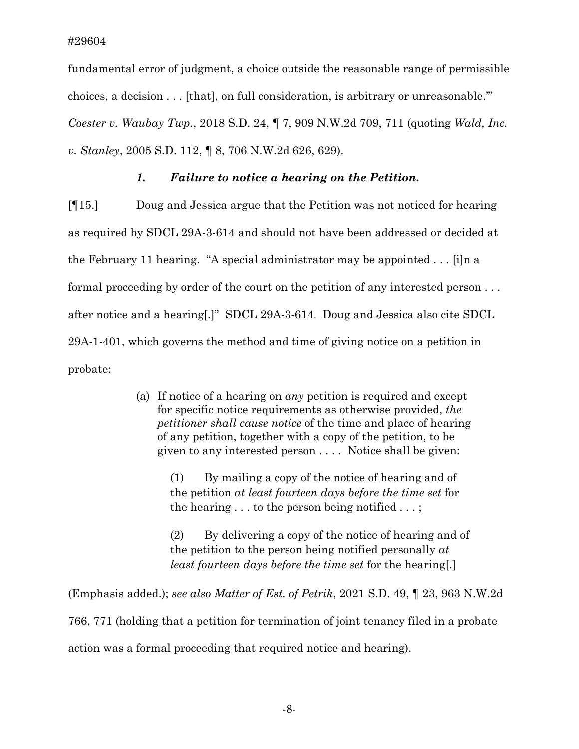fundamental error of judgment, a choice outside the reasonable range of permissible choices, a decision . . . [that], on full consideration, is arbitrary or unreasonable.'" *Coester v. Waubay Twp.*, 2018 S.D. 24, ¶ 7, 909 N.W.2d 709, 711 (quoting *Wald, Inc. v. Stanley*, 2005 S.D. 112, ¶ 8, 706 N.W.2d 626, 629).

### *1. Failure to notice a hearing on the Petition.*

[¶15.] Doug and Jessica argue that the Petition was not noticed for hearing as required by SDCL 29A-3-614 and should not have been addressed or decided at the February 11 hearing. "A special administrator may be appointed . . . [i]n a formal proceeding by order of the court on the petition of any interested person . . . after notice and a hearing[.]" SDCL 29A-3-614. Doug and Jessica also cite SDCL 29A-1-401, which governs the method and time of giving notice on a petition in probate:

> (a) If notice of a hearing on *any* petition is required and except for specific notice requirements as otherwise provided, *the petitioner shall cause notice* of the time and place of hearing of any petition, together with a copy of the petition, to be given to any interested person . . . . Notice shall be given:
>
> (1) By mailing a copy of the notice of hearing and of the petition *at least fourteen days before the time set* for the hearing . . . to the person being notified . . . ;
>
> (2) By delivering a copy of the notice of hearing and of the petition to the person being notified personally *at least fourteen days before the time set* for the hearing[.]

(Emphasis added.); *see also Matter of Est. of Petrik*, 2021 S.D. 49, ¶ 23, 963 N.W.2d 766, 771 (holding that a petition for termination of joint tenancy filed in a probate action was a formal proceeding that required notice and hearing).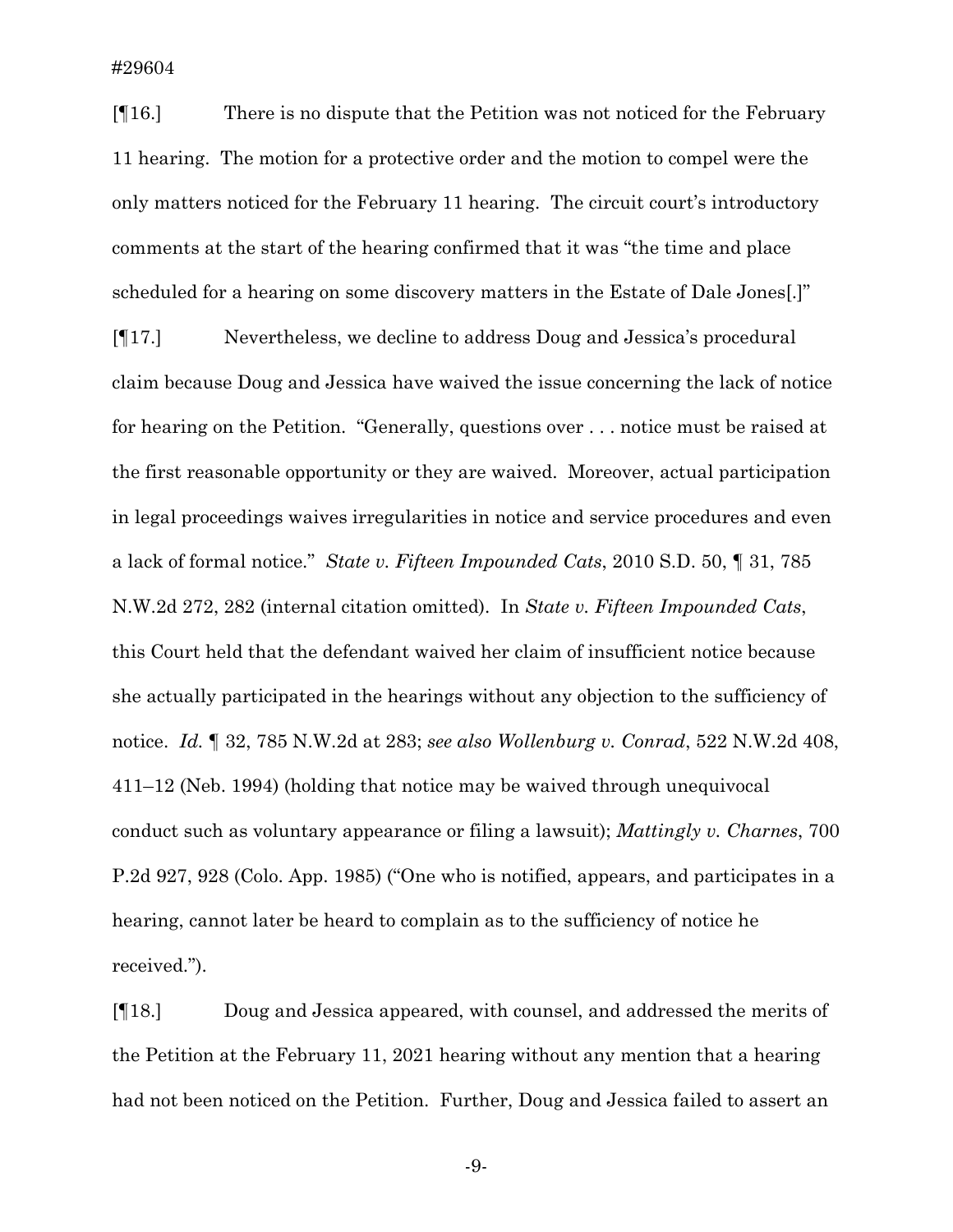[¶16.] There is no dispute that the Petition was not noticed for the February 11 hearing. The motion for a protective order and the motion to compel were the only matters noticed for the February 11 hearing. The circuit court's introductory comments at the start of the hearing confirmed that it was "the time and place scheduled for a hearing on some discovery matters in the Estate of Dale Jones[.]"

[¶17.] Nevertheless, we decline to address Doug and Jessica's procedural claim because Doug and Jessica have waived the issue concerning the lack of notice for hearing on the Petition. "Generally, questions over . . . notice must be raised at the first reasonable opportunity or they are waived. Moreover, actual participation in legal proceedings waives irregularities in notice and service procedures and even a lack of formal notice." *State v. Fifteen Impounded Cats*, 2010 S.D. 50, ¶ 31, 785 N.W.2d 272, 282 (internal citation omitted). In *State v. Fifteen Impounded Cats*, this Court held that the defendant waived her claim of insufficient notice because she actually participated in the hearings without any objection to the sufficiency of notice. *Id.* ¶ 32, 785 N.W.2d at 283; *see also Wollenburg v. Conrad*, 522 N.W.2d 408, 411–12 (Neb. 1994) (holding that notice may be waived through unequivocal conduct such as voluntary appearance or filing a lawsuit); *Mattingly v. Charnes*, 700 P.2d 927, 928 (Colo. App. 1985) ("One who is notified, appears, and participates in a hearing, cannot later be heard to complain as to the sufficiency of notice he received.").

[¶18.] Doug and Jessica appeared, with counsel, and addressed the merits of the Petition at the February 11, 2021 hearing without any mention that a hearing had not been noticed on the Petition. Further, Doug and Jessica failed to assert an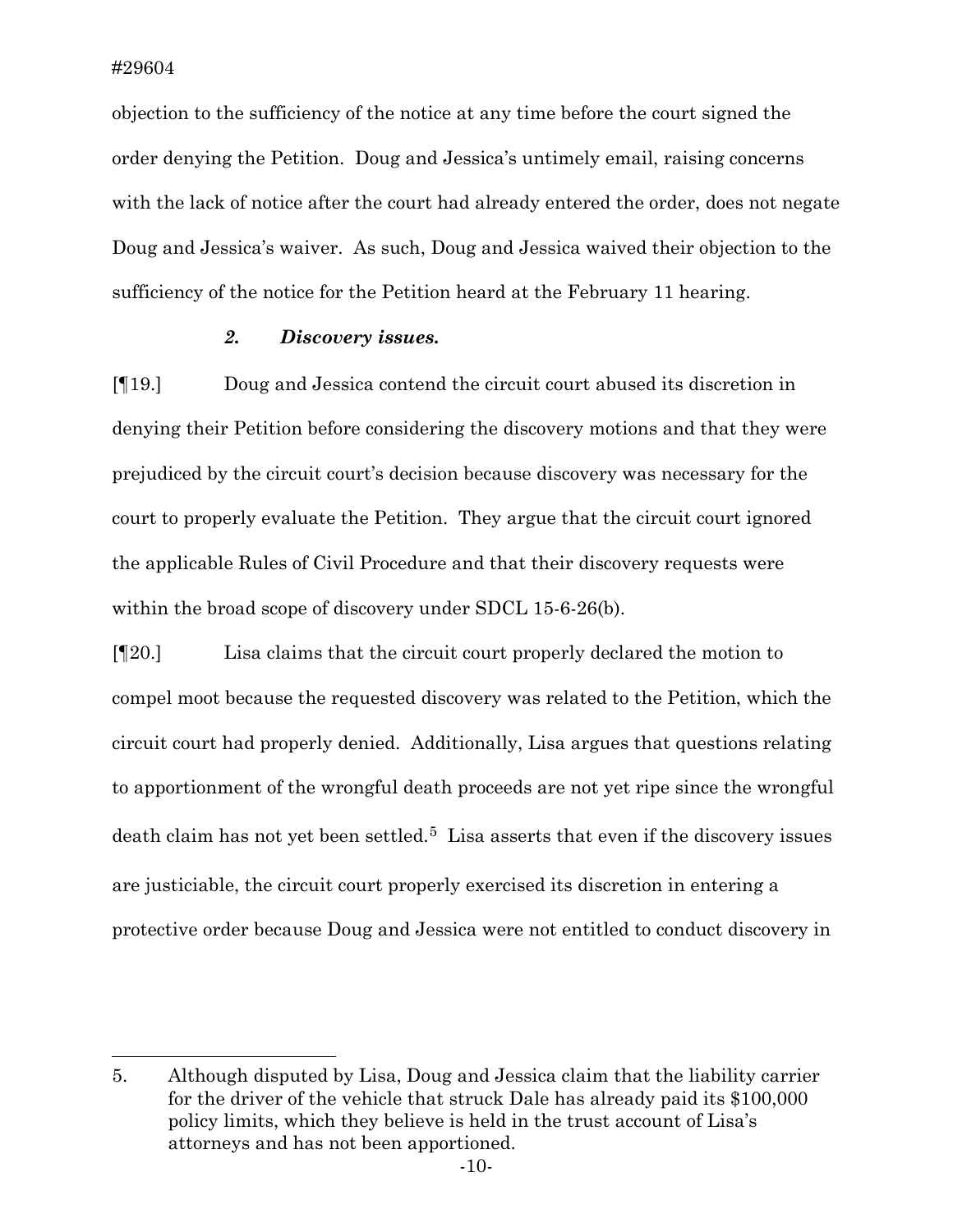objection to the sufficiency of the notice at any time before the court signed the order denying the Petition. Doug and Jessica's untimely email, raising concerns with the lack of notice after the court had already entered the order, does not negate Doug and Jessica's waiver. As such, Doug and Jessica waived their objection to the sufficiency of the notice for the Petition heard at the February 11 hearing.

### *2. Discovery issues.*

[¶19.] Doug and Jessica contend the circuit court abused its discretion in denying their Petition before considering the discovery motions and that they were prejudiced by the circuit court's decision because discovery was necessary for the court to properly evaluate the Petition. They argue that the circuit court ignored the applicable Rules of Civil Procedure and that their discovery requests were within the broad scope of discovery under SDCL 15-6-26(b).

[¶20.] Lisa claims that the circuit court properly declared the motion to compel moot because the requested discovery was related to the Petition, which the circuit court had properly denied. Additionally, Lisa argues that questions relating to apportionment of the wrongful death proceeds are not yet ripe since the wrongful death claim has not yet been settled.[5] Lisa asserts that even if the discovery issues are justiciable, the circuit court properly exercised its discretion in entering a protective order because Doug and Jessica were not entitled to conduct discovery in

---

5. Although disputed by Lisa, Doug and Jessica claim that the liability carrier for the driver of the vehicle that struck Dale has already paid its $100,000 policy limits, which they believe is held in the trust account of Lisa's attorneys and has not been apportioned.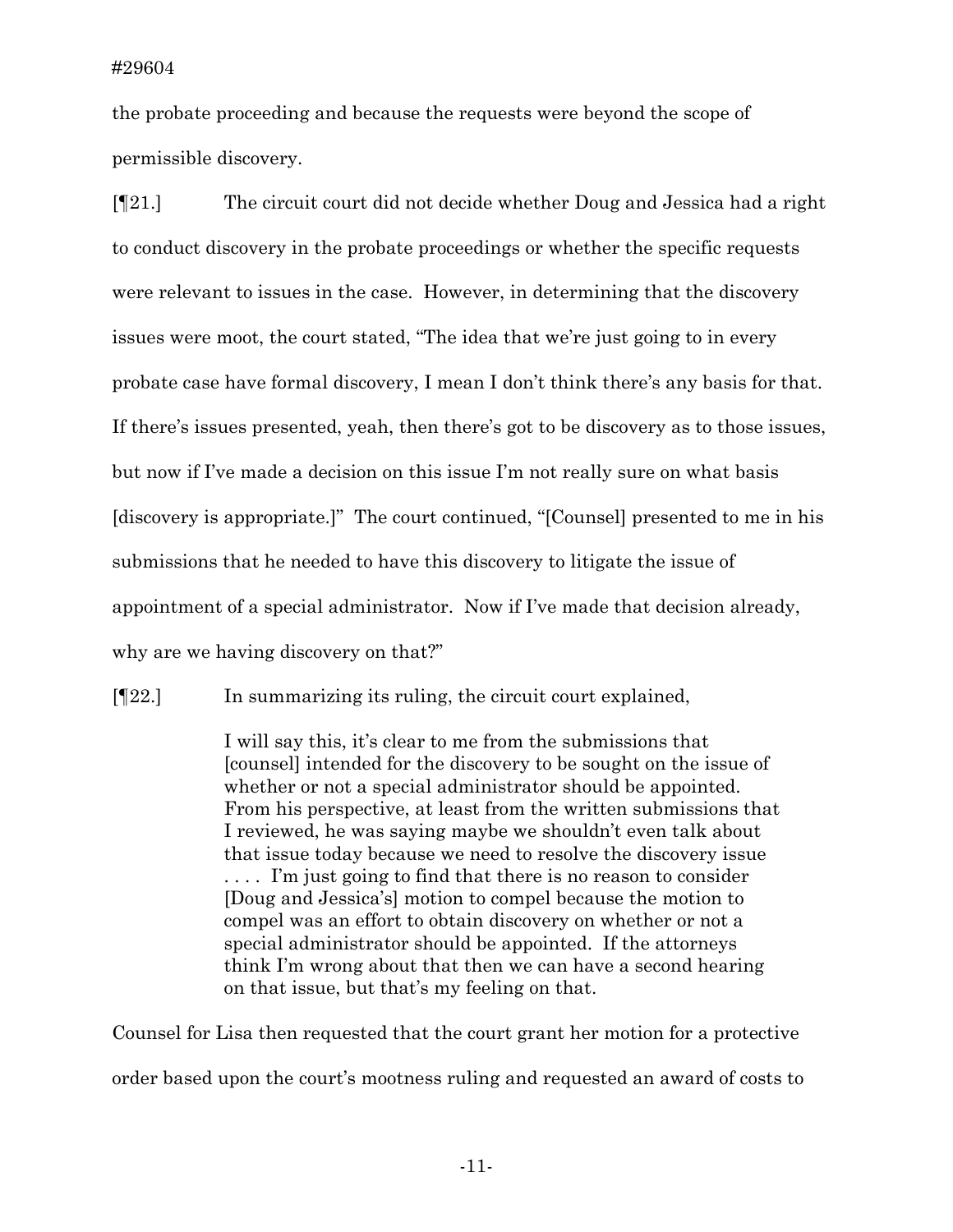the probate proceeding and because the requests were beyond the scope of permissible discovery.

[¶21.] The circuit court did not decide whether Doug and Jessica had a right to conduct discovery in the probate proceedings or whether the specific requests were relevant to issues in the case. However, in determining that the discovery issues were moot, the court stated, "The idea that we're just going to in every probate case have formal discovery, I mean I don't think there's any basis for that. If there's issues presented, yeah, then there's got to be discovery as to those issues, but now if I've made a decision on this issue I'm not really sure on what basis [discovery is appropriate.]" The court continued, "[Counsel] presented to me in his submissions that he needed to have this discovery to litigate the issue of appointment of a special administrator. Now if I've made that decision already, why are we having discovery on that?"

[¶22.] In summarizing its ruling, the circuit court explained,

> I will say this, it's clear to me from the submissions that [counsel] intended for the discovery to be sought on the issue of whether or not a special administrator should be appointed. From his perspective, at least from the written submissions that I reviewed, he was saying maybe we shouldn't even talk about that issue today because we need to resolve the discovery issue . . . . I'm just going to find that there is no reason to consider [Doug and Jessica's] motion to compel because the motion to compel was an effort to obtain discovery on whether or not a special administrator should be appointed. If the attorneys think I'm wrong about that then we can have a second hearing on that issue, but that's my feeling on that.

Counsel for Lisa then requested that the court grant her motion for a protective order based upon the court's mootness ruling and requested an award of costs to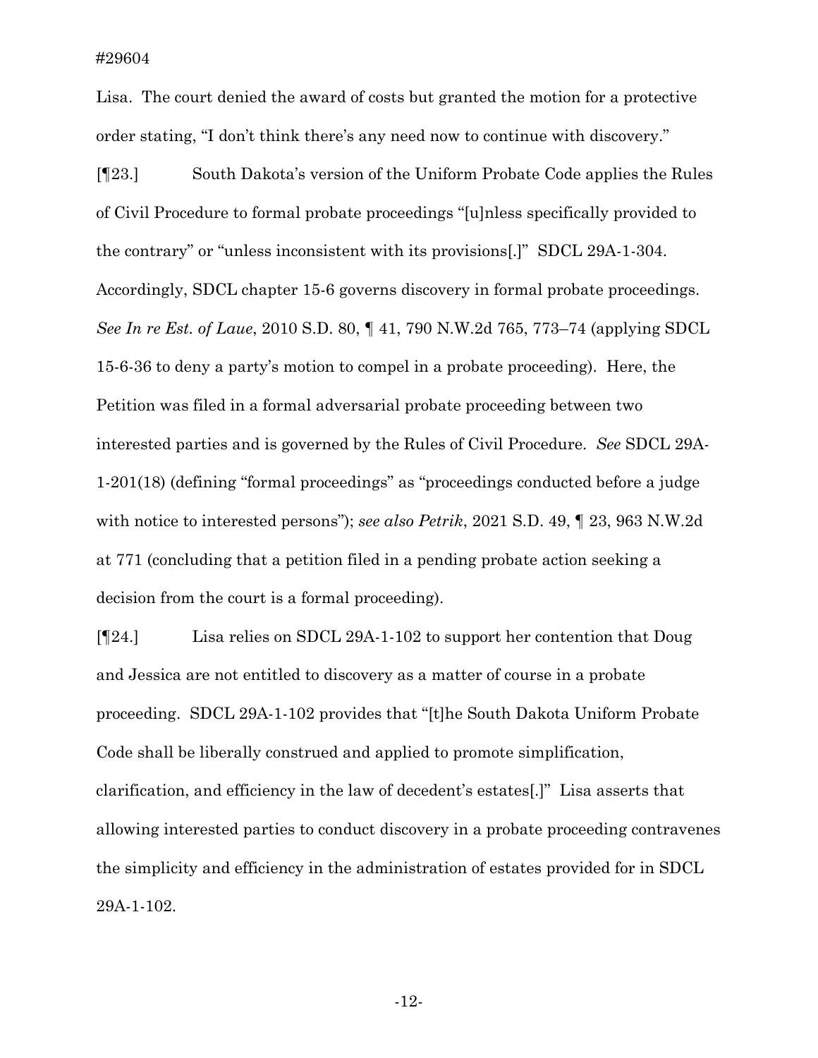Lisa. The court denied the award of costs but granted the motion for a protective order stating, "I don't think there's any need now to continue with discovery."

[¶23.] South Dakota's version of the Uniform Probate Code applies the Rules of Civil Procedure to formal probate proceedings "[u]nless specifically provided to the contrary" or "unless inconsistent with its provisions[.]" SDCL 29A-1-304. Accordingly, SDCL chapter 15-6 governs discovery in formal probate proceedings. *See In re Est. of Laue*, 2010 S.D. 80, ¶ 41, 790 N.W.2d 765, 773–74 (applying SDCL 15-6-36 to deny a party's motion to compel in a probate proceeding). Here, the Petition was filed in a formal adversarial probate proceeding between two interested parties and is governed by the Rules of Civil Procedure. *See* SDCL 29A-1-201(18) (defining "formal proceedings" as "proceedings conducted before a judge with notice to interested persons"); *see also Petrik*, 2021 S.D. 49, ¶ 23, 963 N.W.2d at 771 (concluding that a petition filed in a pending probate action seeking a decision from the court is a formal proceeding).

[¶24.] Lisa relies on SDCL 29A-1-102 to support her contention that Doug and Jessica are not entitled to discovery as a matter of course in a probate proceeding. SDCL 29A-1-102 provides that "[t]he South Dakota Uniform Probate Code shall be liberally construed and applied to promote simplification, clarification, and efficiency in the law of decedent's estates[.]" Lisa asserts that allowing interested parties to conduct discovery in a probate proceeding contravenes the simplicity and efficiency in the administration of estates provided for in SDCL 29A-1-102.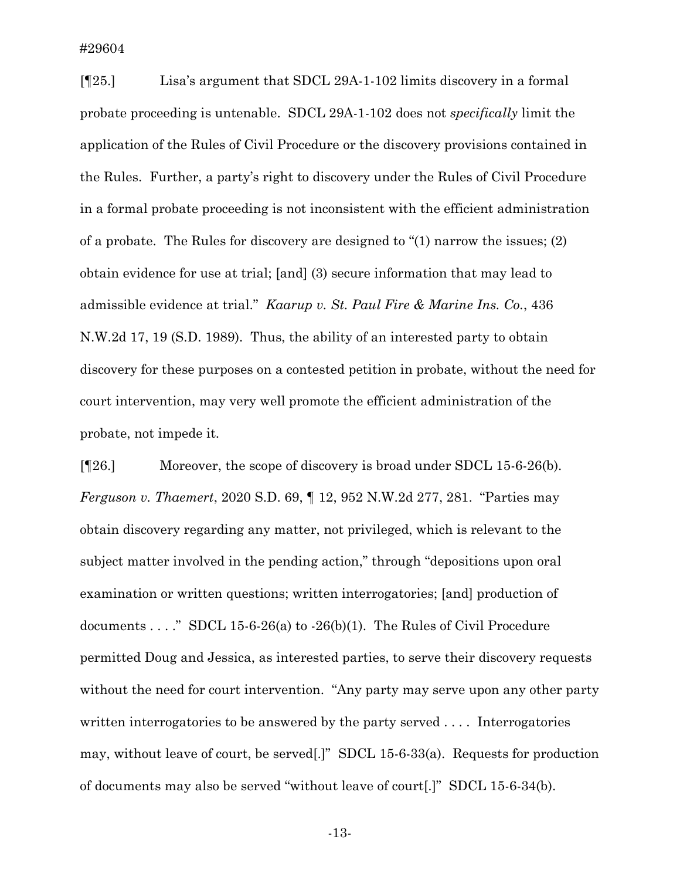[¶25.] Lisa's argument that SDCL 29A-1-102 limits discovery in a formal probate proceeding is untenable. SDCL 29A-1-102 does not *specifically* limit the application of the Rules of Civil Procedure or the discovery provisions contained in the Rules. Further, a party's right to discovery under the Rules of Civil Procedure in a formal probate proceeding is not inconsistent with the efficient administration of a probate. The Rules for discovery are designed to "(1) narrow the issues; (2) obtain evidence for use at trial; [and] (3) secure information that may lead to admissible evidence at trial." *Kaarup v. St. Paul Fire & Marine Ins. Co.*, 436 N.W.2d 17, 19 (S.D. 1989). Thus, the ability of an interested party to obtain discovery for these purposes on a contested petition in probate, without the need for court intervention, may very well promote the efficient administration of the probate, not impede it.

[¶26.] Moreover, the scope of discovery is broad under SDCL 15-6-26(b). *Ferguson v. Thaemert*, 2020 S.D. 69, ¶ 12, 952 N.W.2d 277, 281. "Parties may obtain discovery regarding any matter, not privileged, which is relevant to the subject matter involved in the pending action," through "depositions upon oral examination or written questions; written interrogatories; [and] production of documents . . . ." SDCL 15-6-26(a) to -26(b)(1). The Rules of Civil Procedure permitted Doug and Jessica, as interested parties, to serve their discovery requests without the need for court intervention. "Any party may serve upon any other party written interrogatories to be answered by the party served . . . . Interrogatories may, without leave of court, be served[.]" SDCL 15-6-33(a). Requests for production of documents may also be served "without leave of court[.]" SDCL 15-6-34(b).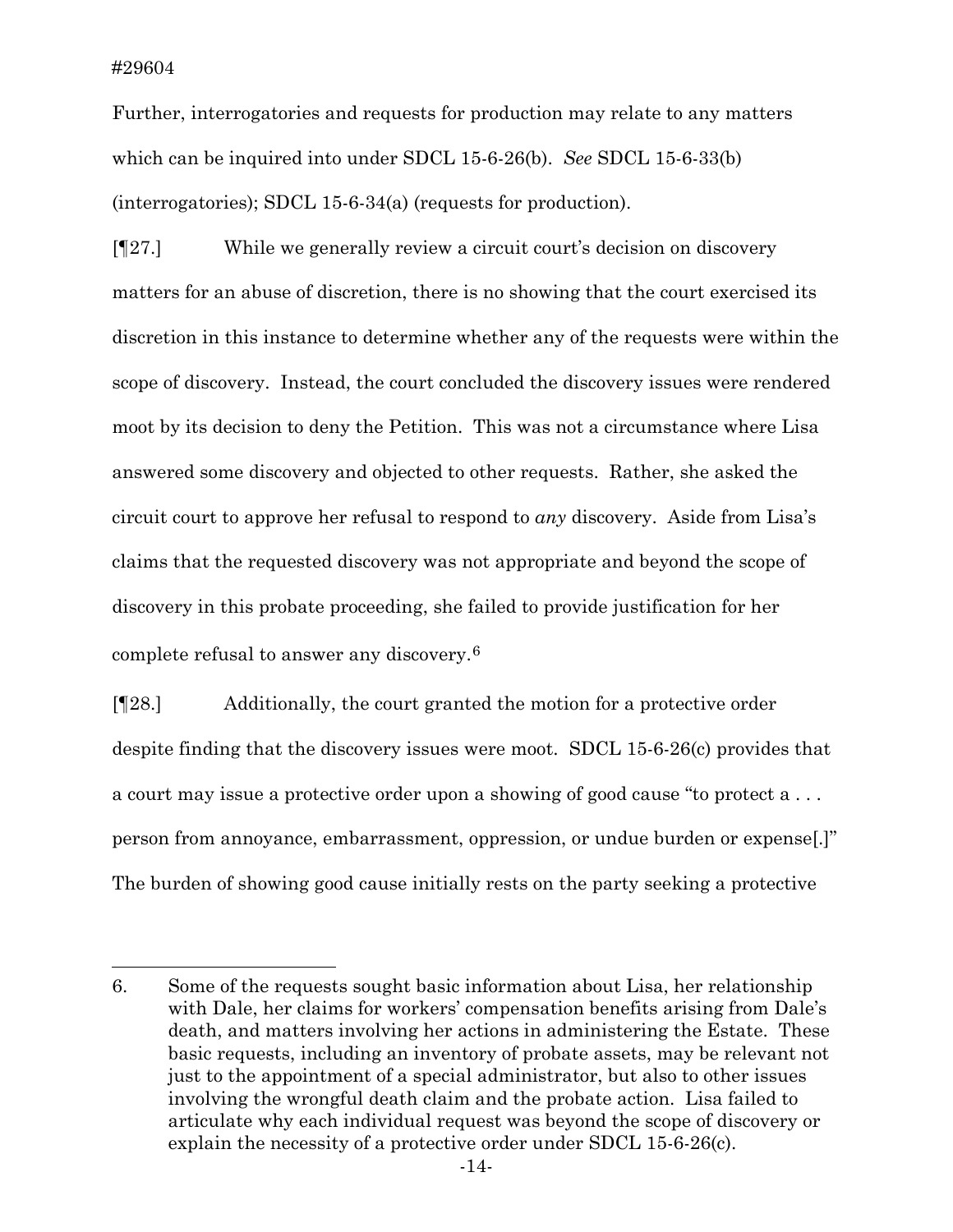Further, interrogatories and requests for production may relate to any matters which can be inquired into under SDCL 15-6-26(b). *See* SDCL 15-6-33(b) (interrogatories); SDCL 15-6-34(a) (requests for production).

[¶27.] While we generally review a circuit court's decision on discovery matters for an abuse of discretion, there is no showing that the court exercised its discretion in this instance to determine whether any of the requests were within the scope of discovery. Instead, the court concluded the discovery issues were rendered moot by its decision to deny the Petition. This was not a circumstance where Lisa answered some discovery and objected to other requests. Rather, she asked the circuit court to approve her refusal to respond to *any* discovery. Aside from Lisa's claims that the requested discovery was not appropriate and beyond the scope of discovery in this probate proceeding, she failed to provide justification for her complete refusal to answer any discovery.[6]

[¶28.] Additionally, the court granted the motion for a protective order despite finding that the discovery issues were moot. SDCL 15-6-26(c) provides that a court may issue a protective order upon a showing of good cause "to protect a . . . person from annoyance, embarrassment, oppression, or undue burden or expense[.]" The burden of showing good cause initially rests on the party seeking a protective

---

6. Some of the requests sought basic information about Lisa, her relationship with Dale, her claims for workers' compensation benefits arising from Dale's death, and matters involving her actions in administering the Estate. These basic requests, including an inventory of probate assets, may be relevant not just to the appointment of a special administrator, but also to other issues involving the wrongful death claim and the probate action. Lisa failed to articulate why each individual request was beyond the scope of discovery or explain the necessity of a protective order under SDCL 15-6-26(c).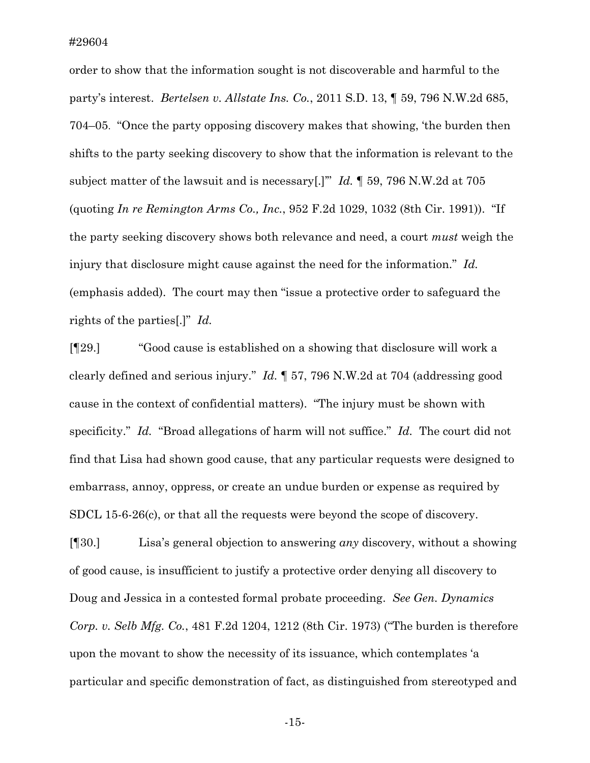order to show that the information sought is not discoverable and harmful to the party's interest. *Bertelsen v. Allstate Ins. Co.*, 2011 S.D. 13, ¶ 59, 796 N.W.2d 685, 704–05. "Once the party opposing discovery makes that showing, 'the burden then shifts to the party seeking discovery to show that the information is relevant to the subject matter of the lawsuit and is necessary[.]'" *Id.* ¶ 59, 796 N.W.2d at 705 (quoting *In re Remington Arms Co., Inc.*, 952 F.2d 1029, 1032 (8th Cir. 1991)). "If the party seeking discovery shows both relevance and need, a court *must* weigh the injury that disclosure might cause against the need for the information." *Id.* (emphasis added). The court may then "issue a protective order to safeguard the rights of the parties[.]" *Id.*

[¶29.] "Good cause is established on a showing that disclosure will work a clearly defined and serious injury." *Id.* ¶ 57, 796 N.W.2d at 704 (addressing good cause in the context of confidential matters). "The injury must be shown with specificity." *Id.* "Broad allegations of harm will not suffice." *Id.* The court did not find that Lisa had shown good cause, that any particular requests were designed to embarrass, annoy, oppress, or create an undue burden or expense as required by SDCL 15-6-26(c), or that all the requests were beyond the scope of discovery.

[¶30.] Lisa's general objection to answering *any* discovery, without a showing of good cause, is insufficient to justify a protective order denying all discovery to Doug and Jessica in a contested formal probate proceeding. *See Gen. Dynamics Corp. v. Selb Mfg. Co.*, 481 F.2d 1204, 1212 (8th Cir. 1973) ("The burden is therefore upon the movant to show the necessity of its issuance, which contemplates 'a particular and specific demonstration of fact, as distinguished from stereotyped and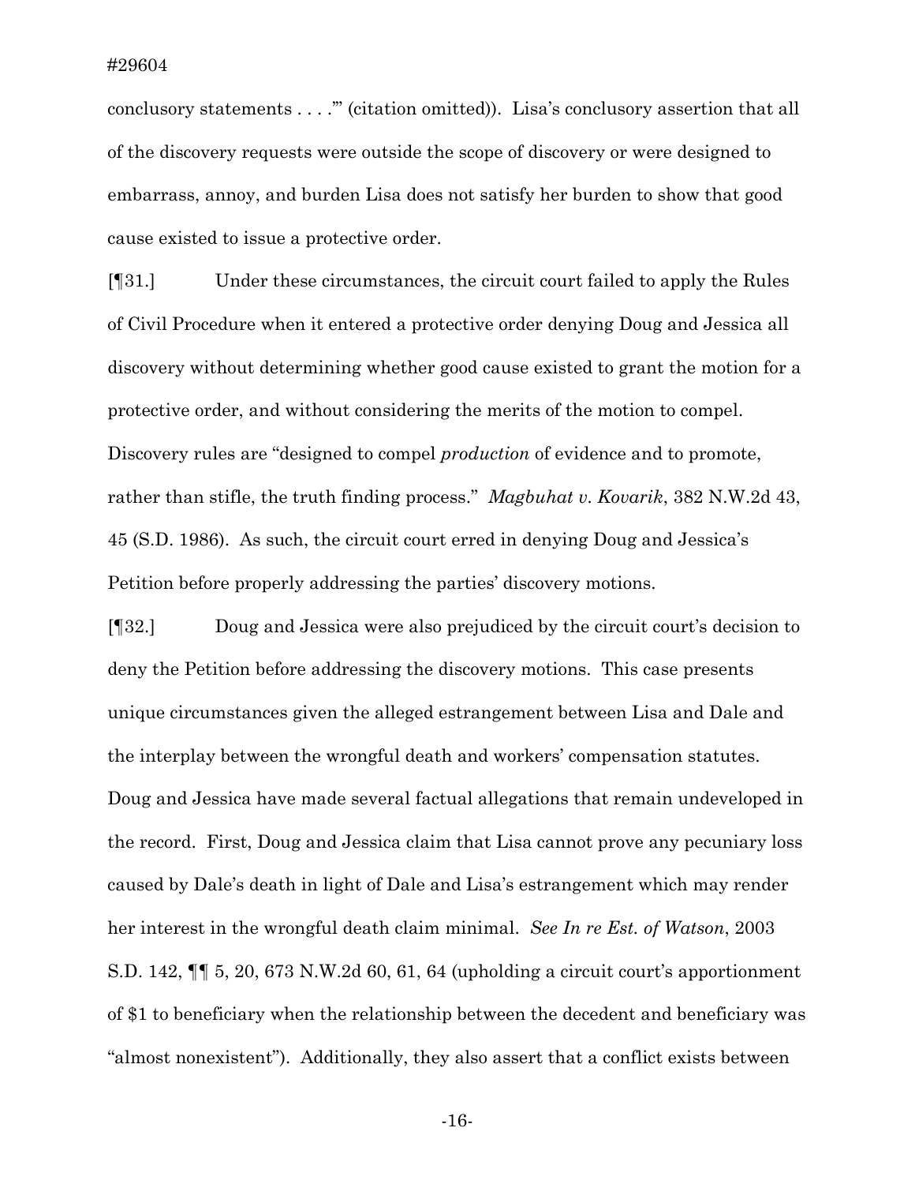conclusory statements . . . .'" (citation omitted)). Lisa's conclusory assertion that all of the discovery requests were outside the scope of discovery or were designed to embarrass, annoy, and burden Lisa does not satisfy her burden to show that good cause existed to issue a protective order.

[¶31.] Under these circumstances, the circuit court failed to apply the Rules of Civil Procedure when it entered a protective order denying Doug and Jessica all discovery without determining whether good cause existed to grant the motion for a protective order, and without considering the merits of the motion to compel. Discovery rules are "designed to compel *production* of evidence and to promote, rather than stifle, the truth finding process." *Magbuhat v. Kovarik*, 382 N.W.2d 43, 45 (S.D. 1986). As such, the circuit court erred in denying Doug and Jessica's Petition before properly addressing the parties' discovery motions.

[¶32.] Doug and Jessica were also prejudiced by the circuit court's decision to deny the Petition before addressing the discovery motions. This case presents unique circumstances given the alleged estrangement between Lisa and Dale and the interplay between the wrongful death and workers' compensation statutes. Doug and Jessica have made several factual allegations that remain undeveloped in the record. First, Doug and Jessica claim that Lisa cannot prove any pecuniary loss caused by Dale's death in light of Dale and Lisa's estrangement which may render her interest in the wrongful death claim minimal. *See In re Est. of Watson*, 2003 S.D. 142, ¶¶ 5, 20, 673 N.W.2d 60, 61, 64 (upholding a circuit court's apportionment of $1 to beneficiary when the relationship between the decedent and beneficiary was "almost nonexistent"). Additionally, they also assert that a conflict exists between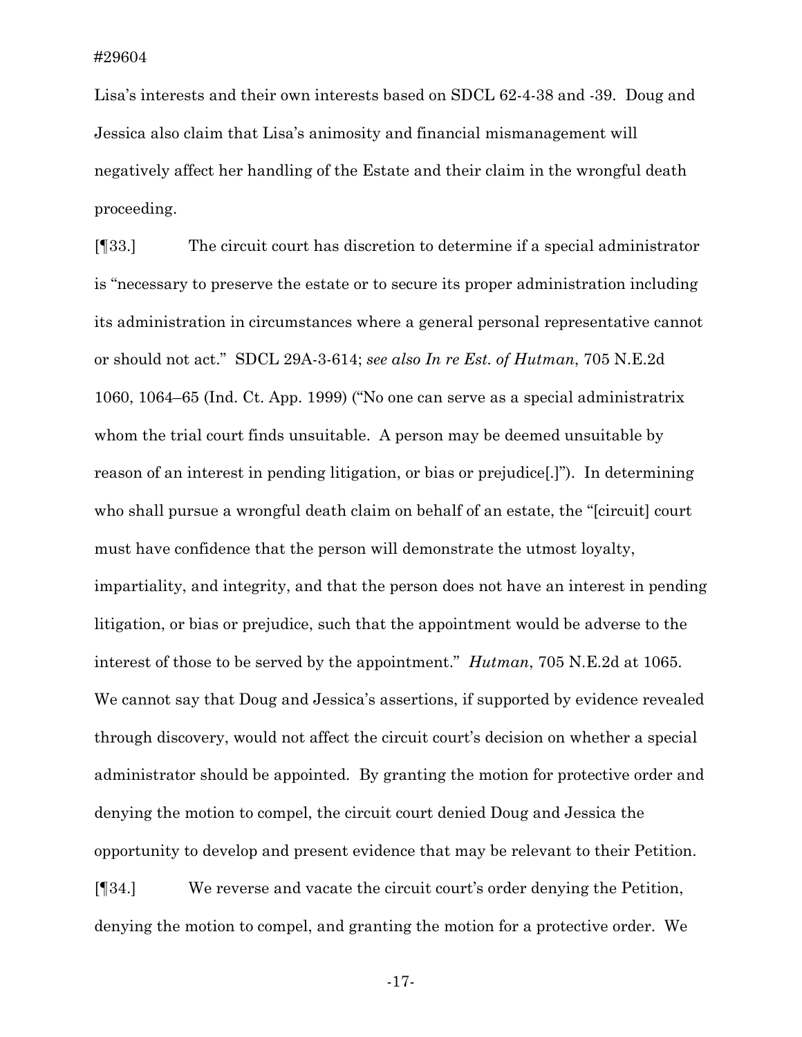Lisa's interests and their own interests based on SDCL 62-4-38 and -39. Doug and Jessica also claim that Lisa's animosity and financial mismanagement will negatively affect her handling of the Estate and their claim in the wrongful death proceeding.

[¶33.] The circuit court has discretion to determine if a special administrator is "necessary to preserve the estate or to secure its proper administration including its administration in circumstances where a general personal representative cannot or should not act." SDCL 29A-3-614; *see also In re Est. of Hutman*, 705 N.E.2d 1060, 1064–65 (Ind. Ct. App. 1999) ("No one can serve as a special administratrix whom the trial court finds unsuitable. A person may be deemed unsuitable by reason of an interest in pending litigation, or bias or prejudice[.]"). In determining who shall pursue a wrongful death claim on behalf of an estate, the "[circuit] court must have confidence that the person will demonstrate the utmost loyalty, impartiality, and integrity, and that the person does not have an interest in pending litigation, or bias or prejudice, such that the appointment would be adverse to the interest of those to be served by the appointment." *Hutman*, 705 N.E.2d at 1065. We cannot say that Doug and Jessica's assertions, if supported by evidence revealed through discovery, would not affect the circuit court's decision on whether a special administrator should be appointed. By granting the motion for protective order and denying the motion to compel, the circuit court denied Doug and Jessica the opportunity to develop and present evidence that may be relevant to their Petition.

[¶34.] We reverse and vacate the circuit court's order denying the Petition, denying the motion to compel, and granting the motion for a protective order. We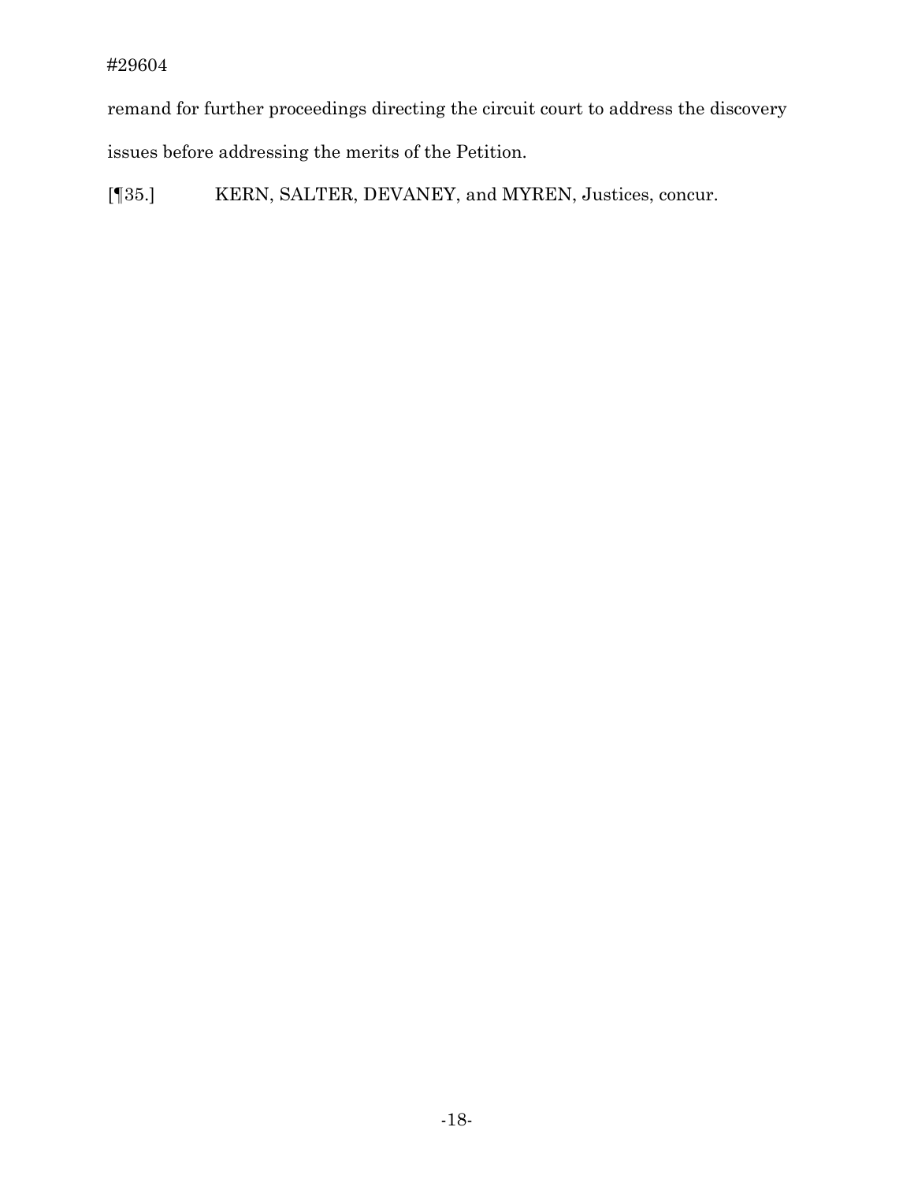remand for further proceedings directing the circuit court to address the discovery issues before addressing the merits of the Petition.

[¶35.] KERN, SALTER, DEVANEY, and MYREN, Justices, concur.